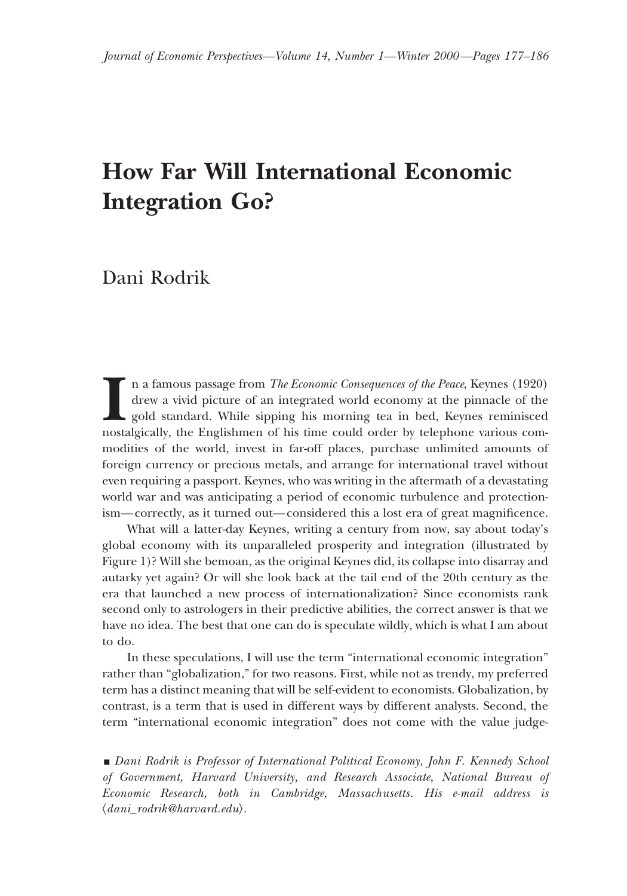# How Far Will International Economic Integration Go?

Dani Rodrik

In a famous passage from *The Economic Consequences of the Peace*, Keynes (1920) drew a vivid picture of an integrated world economy at the pinnacle of the gold standard. While sipping his morning tea in bed, Keynes reminisced nostalgically, the Englishmen of his time could order by telephone various commodities of the world, invest in far-off places, purchase unlimited amounts of foreign currency or precious metals, and arrange for international travel without even requiring a passport. Keynes, who was writing in the aftermath of a devastating world war and was anticipating a period of economic turbulence and protectionism—correctly, as it turned out—considered this a lost era of great magnificence.

What will a latter-day Keynes, writing a century from now, say about today's global economy with its unparalleled prosperity and integration (illustrated by Figure 1)? Will she bemoan, as the original Keynes did, its collapse into disarray and autarky yet again? Or will she look back at the tail end of the 20th century as the era that launched a new process of internationalization? Since economists rank second only to astrologers in their predictive abilities, the correct answer is that we have no idea. The best that one can do is speculate wildly, which is what I am about to do.

In these speculations, I will use the term "international economic integration" rather than "globalization," for two reasons. First, while not as trendy, my preferred term has a distinct meaning that will be self-evident to economists. Globalization, by contrast, is a term that is used in different ways by different analysts. Second, the term "international economic integration" does not come with the value judge-

■ *Dani Rodrik is Professor of International Political Economy, John F. Kennedy School of Government, Harvard University, and Research Associate, National Bureau of Economic Research, both in Cambridge, Massachusetts. His e-mail address is ⟨dani_rodrik@harvard.edu⟩.*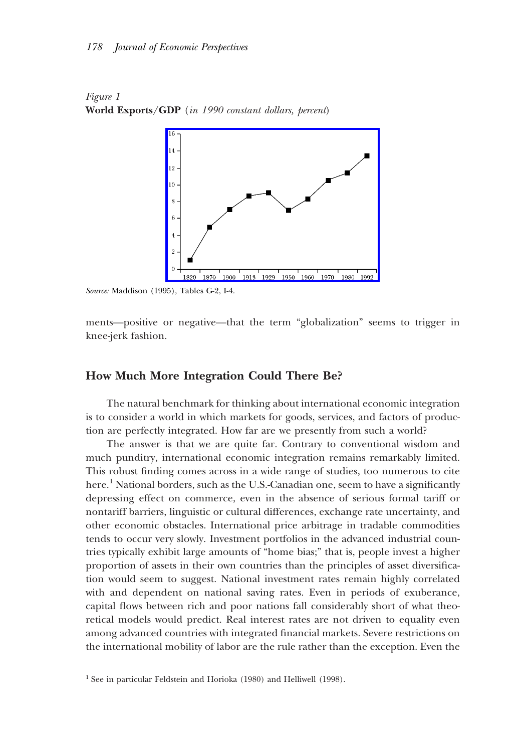*Figure 1*
**World Exports/GDP** (*in 1990 constant dollars, percent*)

16
14
12
10
8
6
4
2
0
1820 1870 1900 1913 1929 1950 1960 1970 1980 1992

*Source:* Maddison (1995), Tables G-2, I-4.

ments—positive or negative—that the term "globalization" seems to trigger in knee-jerk fashion.

## How Much More Integration Could There Be?

The natural benchmark for thinking about international economic integration is to consider a world in which markets for goods, services, and factors of production are perfectly integrated. How far are we presently from such a world?

The answer is that we are quite far. Contrary to conventional wisdom and much punditry, international economic integration remains remarkably limited. This robust finding comes across in a wide range of studies, too numerous to cite here.[1] National borders, such as the U.S.-Canadian one, seem to have a significantly depressing effect on commerce, even in the absence of serious formal tariff or nontariff barriers, linguistic or cultural differences, exchange rate uncertainty, and other economic obstacles. International price arbitrage in tradable commodities tends to occur very slowly. Investment portfolios in the advanced industrial countries typically exhibit large amounts of "home bias;" that is, people invest a higher proportion of assets in their own countries than the principles of asset diversification would seem to suggest. National investment rates remain highly correlated with and dependent on national saving rates. Even in periods of exuberance, capital flows between rich and poor nations fall considerably short of what theoretical models would predict. Real interest rates are not driven to equality even among advanced countries with integrated financial markets. Severe restrictions on the international mobility of labor are the rule rather than the exception. Even the

[1] See in particular Feldstein and Horioka (1980) and Helliwell (1998).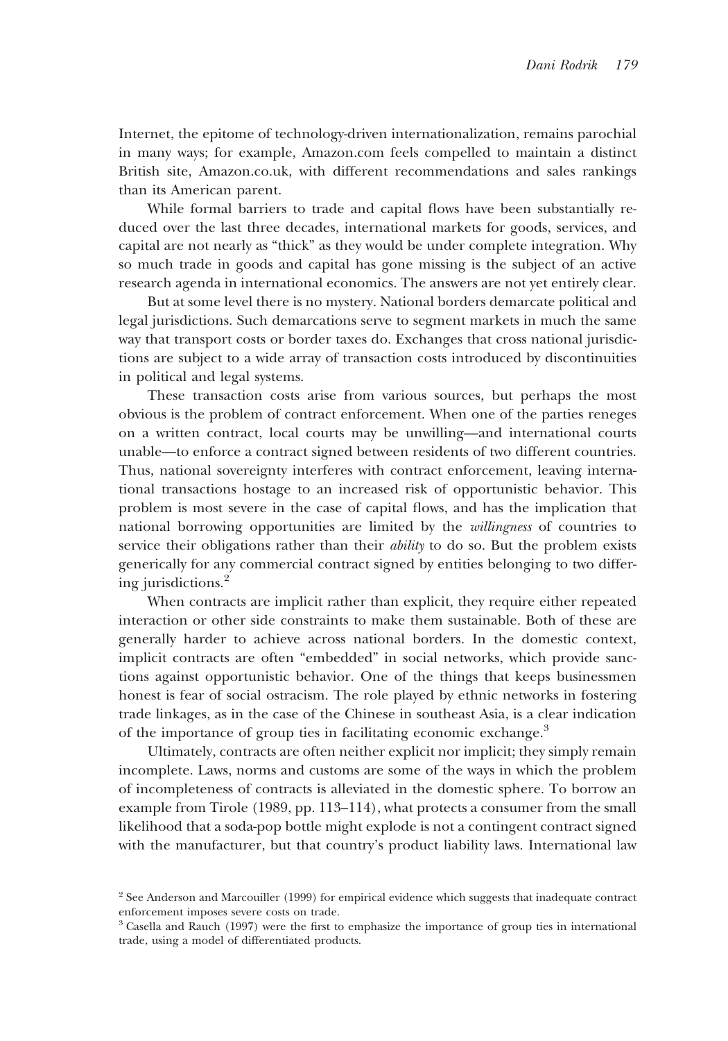Internet, the epitome of technology-driven internationalization, remains parochial in many ways; for example, Amazon.com feels compelled to maintain a distinct British site, Amazon.co.uk, with different recommendations and sales rankings than its American parent.

While formal barriers to trade and capital flows have been substantially reduced over the last three decades, international markets for goods, services, and capital are not nearly as "thick" as they would be under complete integration. Why so much trade in goods and capital has gone missing is the subject of an active research agenda in international economics. The answers are not yet entirely clear.

But at some level there is no mystery. National borders demarcate political and legal jurisdictions. Such demarcations serve to segment markets in much the same way that transport costs or border taxes do. Exchanges that cross national jurisdictions are subject to a wide array of transaction costs introduced by discontinuities in political and legal systems.

These transaction costs arise from various sources, but perhaps the most obvious is the problem of contract enforcement. When one of the parties reneges on a written contract, local courts may be unwilling—and international courts unable—to enforce a contract signed between residents of two different countries. Thus, national sovereignty interferes with contract enforcement, leaving international transactions hostage to an increased risk of opportunistic behavior. This problem is most severe in the case of capital flows, and has the implication that national borrowing opportunities are limited by the *willingness* of countries to service their obligations rather than their *ability* to do so. But the problem exists generically for any commercial contract signed by entities belonging to two differing jurisdictions.[2]

When contracts are implicit rather than explicit, they require either repeated interaction or other side constraints to make them sustainable. Both of these are generally harder to achieve across national borders. In the domestic context, implicit contracts are often "embedded" in social networks, which provide sanctions against opportunistic behavior. One of the things that keeps businessmen honest is fear of social ostracism. The role played by ethnic networks in fostering trade linkages, as in the case of the Chinese in southeast Asia, is a clear indication of the importance of group ties in facilitating economic exchange.[3]

Ultimately, contracts are often neither explicit nor implicit; they simply remain incomplete. Laws, norms and customs are some of the ways in which the problem of incompleteness of contracts is alleviated in the domestic sphere. To borrow an example from Tirole (1989, pp. 113–114), what protects a consumer from the small likelihood that a soda-pop bottle might explode is not a contingent contract signed with the manufacturer, but that country's product liability laws. International law

[2] See Anderson and Marcouiller (1999) for empirical evidence which suggests that inadequate contract enforcement imposes severe costs on trade.

[3] Casella and Rauch (1997) were the first to emphasize the importance of group ties in international trade, using a model of differentiated products.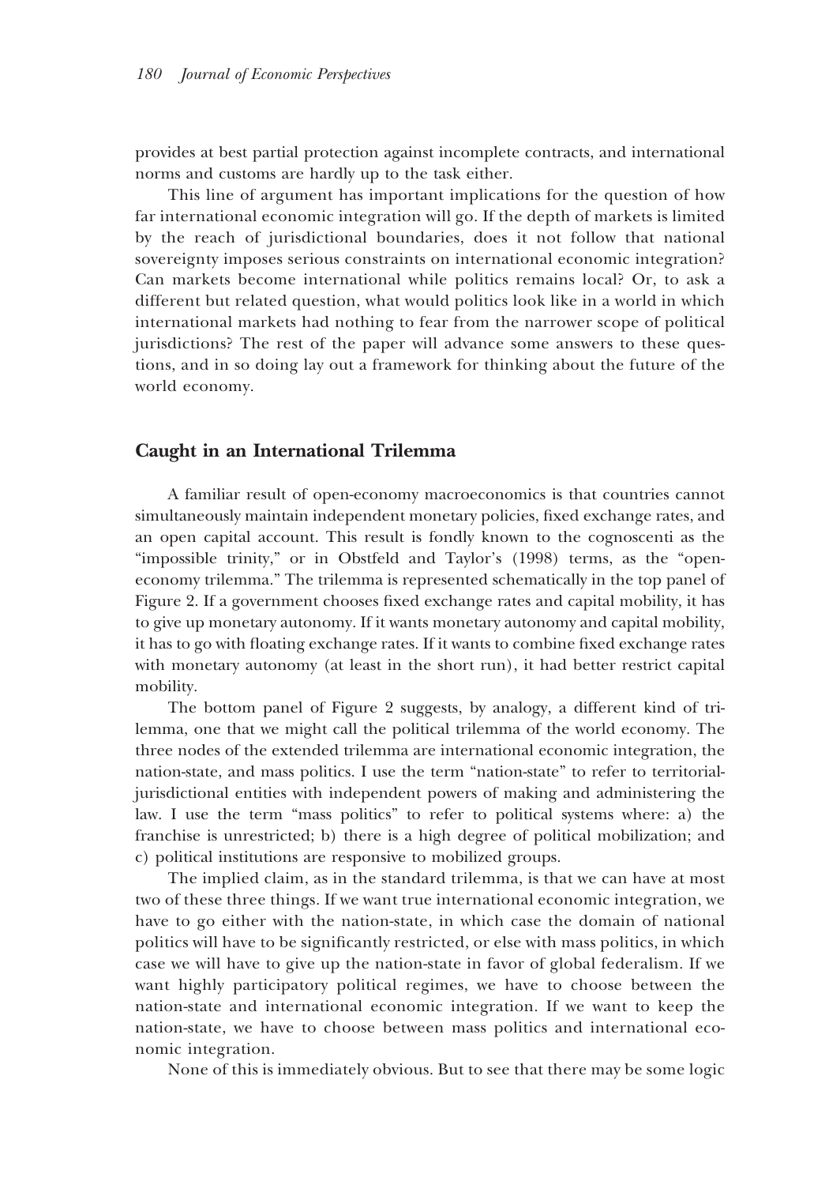provides at best partial protection against incomplete contracts, and international norms and customs are hardly up to the task either.

This line of argument has important implications for the question of how far international economic integration will go. If the depth of markets is limited by the reach of jurisdictional boundaries, does it not follow that national sovereignty imposes serious constraints on international economic integration? Can markets become international while politics remains local? Or, to ask a different but related question, what would politics look like in a world in which international markets had nothing to fear from the narrower scope of political jurisdictions? The rest of the paper will advance some answers to these questions, and in so doing lay out a framework for thinking about the future of the world economy.

## Caught in an International Trilemma

A familiar result of open-economy macroeconomics is that countries cannot simultaneously maintain independent monetary policies, fixed exchange rates, and an open capital account. This result is fondly known to the cognoscenti as the "impossible trinity," or in Obstfeld and Taylor's (1998) terms, as the "open-economy trilemma." The trilemma is represented schematically in the top panel of Figure 2. If a government chooses fixed exchange rates and capital mobility, it has to give up monetary autonomy. If it wants monetary autonomy and capital mobility, it has to go with floating exchange rates. If it wants to combine fixed exchange rates with monetary autonomy (at least in the short run), it had better restrict capital mobility.

The bottom panel of Figure 2 suggests, by analogy, a different kind of trilemma, one that we might call the political trilemma of the world economy. The three nodes of the extended trilemma are international economic integration, the nation-state, and mass politics. I use the term "nation-state" to refer to territorial-jurisdictional entities with independent powers of making and administering the law. I use the term "mass politics" to refer to political systems where: a) the franchise is unrestricted; b) there is a high degree of political mobilization; and c) political institutions are responsive to mobilized groups.

The implied claim, as in the standard trilemma, is that we can have at most two of these three things. If we want true international economic integration, we have to go either with the nation-state, in which case the domain of national politics will have to be significantly restricted, or else with mass politics, in which case we will have to give up the nation-state in favor of global federalism. If we want highly participatory political regimes, we have to choose between the nation-state and international economic integration. If we want to keep the nation-state, we have to choose between mass politics and international economic integration.

None of this is immediately obvious. But to see that there may be some logic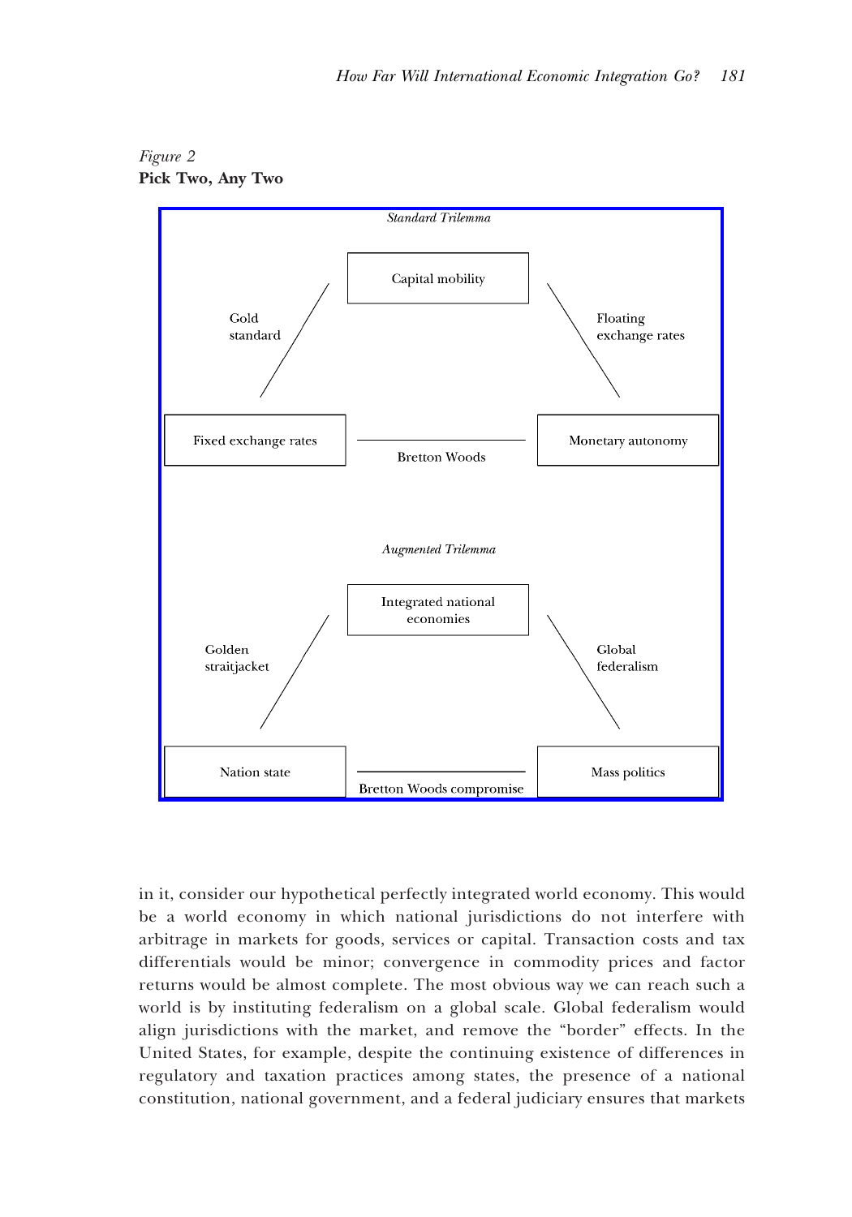*Figure 2*
**Pick Two, Any Two**

*Standard Trilemma*

Capital mobility

Gold standard

Floating exchange rates

Fixed exchange rates

Bretton Woods

Monetary autonomy

*Augmented Trilemma*

Integrated national economies

Golden straitjacket

Global federalism

Nation state

Bretton Woods compromise

Mass politics

in it, consider our hypothetical perfectly integrated world economy. This would be a world economy in which national jurisdictions do not interfere with arbitrage in markets for goods, services or capital. Transaction costs and tax differentials would be minor; convergence in commodity prices and factor returns would be almost complete. The most obvious way we can reach such a world is by instituting federalism on a global scale. Global federalism would align jurisdictions with the market, and remove the "border" effects. In the United States, for example, despite the continuing existence of differences in regulatory and taxation practices among states, the presence of a national constitution, national government, and a federal judiciary ensures that markets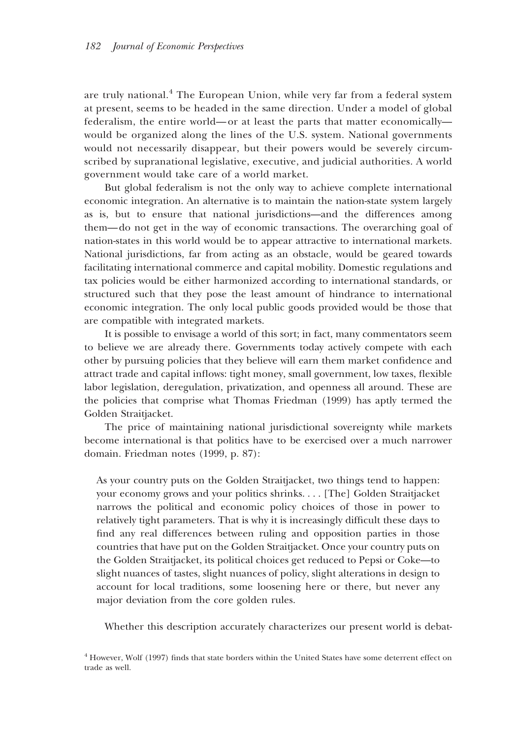are truly national.[4] The European Union, while very far from a federal system at present, seems to be headed in the same direction. Under a model of global federalism, the entire world—or at least the parts that matter economically—would be organized along the lines of the U.S. system. National governments would not necessarily disappear, but their powers would be severely circumscribed by supranational legislative, executive, and judicial authorities. A world government would take care of a world market.

But global federalism is not the only way to achieve complete international economic integration. An alternative is to maintain the nation-state system largely as is, but to ensure that national jurisdictions—and the differences among them—do not get in the way of economic transactions. The overarching goal of nation-states in this world would be to appear attractive to international markets. National jurisdictions, far from acting as an obstacle, would be geared towards facilitating international commerce and capital mobility. Domestic regulations and tax policies would be either harmonized according to international standards, or structured such that they pose the least amount of hindrance to international economic integration. The only local public goods provided would be those that are compatible with integrated markets.

It is possible to envisage a world of this sort; in fact, many commentators seem to believe we are already there. Governments today actively compete with each other by pursuing policies that they believe will earn them market confidence and attract trade and capital inflows: tight money, small government, low taxes, flexible labor legislation, deregulation, privatization, and openness all around. These are the policies that comprise what Thomas Friedman (1999) has aptly termed the Golden Straitjacket.

The price of maintaining national jurisdictional sovereignty while markets become international is that politics have to be exercised over a much narrower domain. Friedman notes (1999, p. 87):

> As your country puts on the Golden Straitjacket, two things tend to happen: your economy grows and your politics shrinks. . . . [The] Golden Straitjacket narrows the political and economic policy choices of those in power to relatively tight parameters. That is why it is increasingly difficult these days to find any real differences between ruling and opposition parties in those countries that have put on the Golden Straitjacket. Once your country puts on the Golden Straitjacket, its political choices get reduced to Pepsi or Coke—to slight nuances of tastes, slight nuances of policy, slight alterations in design to account for local traditions, some loosening here or there, but never any major deviation from the core golden rules.

Whether this description accurately characterizes our present world is debat-

[4] However, Wolf (1997) finds that state borders within the United States have some deterrent effect on trade as well.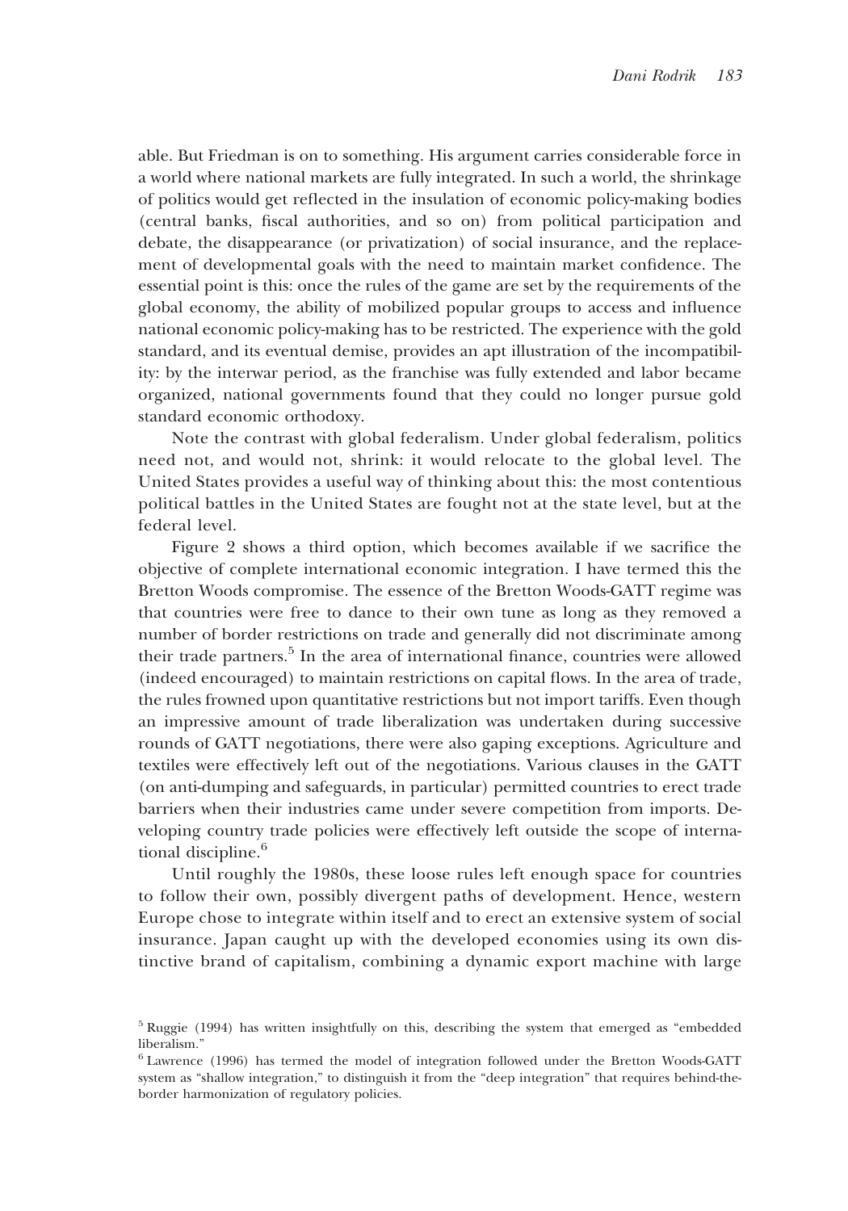able. But Friedman is on to something. His argument carries considerable force in a world where national markets are fully integrated. In such a world, the shrinkage of politics would get reflected in the insulation of economic policy-making bodies (central banks, fiscal authorities, and so on) from political participation and debate, the disappearance (or privatization) of social insurance, and the replacement of developmental goals with the need to maintain market confidence. The essential point is this: once the rules of the game are set by the requirements of the global economy, the ability of mobilized popular groups to access and influence national economic policy-making has to be restricted. The experience with the gold standard, and its eventual demise, provides an apt illustration of the incompatibility: by the interwar period, as the franchise was fully extended and labor became organized, national governments found that they could no longer pursue gold standard economic orthodoxy.

Note the contrast with global federalism. Under global federalism, politics need not, and would not, shrink: it would relocate to the global level. The United States provides a useful way of thinking about this: the most contentious political battles in the United States are fought not at the state level, but at the federal level.

Figure 2 shows a third option, which becomes available if we sacrifice the objective of complete international economic integration. I have termed this the Bretton Woods compromise. The essence of the Bretton Woods-GATT regime was that countries were free to dance to their own tune as long as they removed a number of border restrictions on trade and generally did not discriminate among their trade partners.[5] In the area of international finance, countries were allowed (indeed encouraged) to maintain restrictions on capital flows. In the area of trade, the rules frowned upon quantitative restrictions but not import tariffs. Even though an impressive amount of trade liberalization was undertaken during successive rounds of GATT negotiations, there were also gaping exceptions. Agriculture and textiles were effectively left out of the negotiations. Various clauses in the GATT (on anti-dumping and safeguards, in particular) permitted countries to erect trade barriers when their industries came under severe competition from imports. Developing country trade policies were effectively left outside the scope of international discipline.[6]

Until roughly the 1980s, these loose rules left enough space for countries to follow their own, possibly divergent paths of development. Hence, western Europe chose to integrate within itself and to erect an extensive system of social insurance. Japan caught up with the developed economies using its own distinctive brand of capitalism, combining a dynamic export machine with large

[5] Ruggie (1994) has written insightfully on this, describing the system that emerged as "embedded liberalism."

[6] Lawrence (1996) has termed the model of integration followed under the Bretton Woods-GATT system as "shallow integration," to distinguish it from the "deep integration" that requires behind-the-border harmonization of regulatory policies.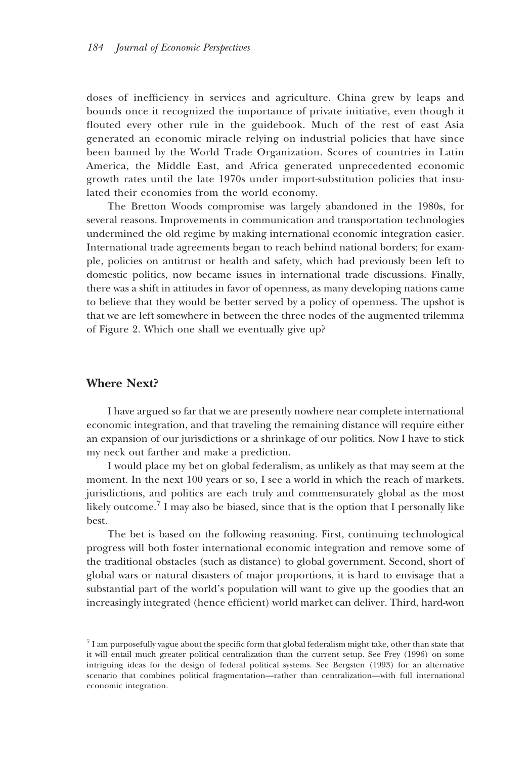doses of inefficiency in services and agriculture. China grew by leaps and bounds once it recognized the importance of private initiative, even though it flouted every other rule in the guidebook. Much of the rest of east Asia generated an economic miracle relying on industrial policies that have since been banned by the World Trade Organization. Scores of countries in Latin America, the Middle East, and Africa generated unprecedented economic growth rates until the late 1970s under import-substitution policies that insulated their economies from the world economy.

The Bretton Woods compromise was largely abandoned in the 1980s, for several reasons. Improvements in communication and transportation technologies undermined the old regime by making international economic integration easier. International trade agreements began to reach behind national borders; for example, policies on antitrust or health and safety, which had previously been left to domestic politics, now became issues in international trade discussions. Finally, there was a shift in attitudes in favor of openness, as many developing nations came to believe that they would be better served by a policy of openness. The upshot is that we are left somewhere in between the three nodes of the augmented trilemma of Figure 2. Which one shall we eventually give up?

## Where Next?

I have argued so far that we are presently nowhere near complete international economic integration, and that traveling the remaining distance will require either an expansion of our jurisdictions or a shrinkage of our politics. Now I have to stick my neck out farther and make a prediction.

I would place my bet on global federalism, as unlikely as that may seem at the moment. In the next 100 years or so, I see a world in which the reach of markets, jurisdictions, and politics are each truly and commensurately global as the most likely outcome.[7] I may also be biased, since that is the option that I personally like best.

The bet is based on the following reasoning. First, continuing technological progress will both foster international economic integration and remove some of the traditional obstacles (such as distance) to global government. Second, short of global wars or natural disasters of major proportions, it is hard to envisage that a substantial part of the world's population will want to give up the goodies that an increasingly integrated (hence efficient) world market can deliver. Third, hard-won

[7] I am purposefully vague about the specific form that global federalism might take, other than state that it will entail much greater political centralization than the current setup. See Frey (1996) on some intriguing ideas for the design of federal political systems. See Bergsten (1993) for an alternative scenario that combines political fragmentation—rather than centralization—with full international economic integration.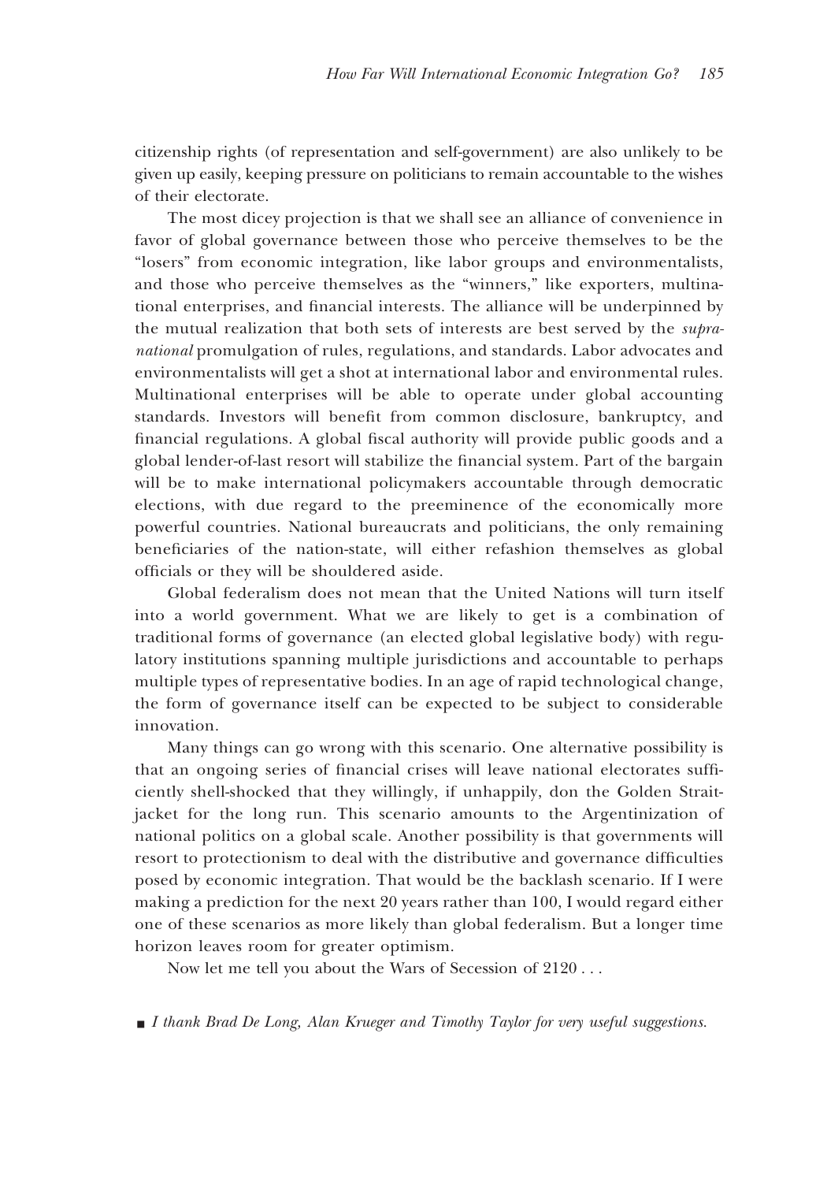citizenship rights (of representation and self-government) are also unlikely to be given up easily, keeping pressure on politicians to remain accountable to the wishes of their electorate.

The most dicey projection is that we shall see an alliance of convenience in favor of global governance between those who perceive themselves to be the "losers" from economic integration, like labor groups and environmentalists, and those who perceive themselves as the "winners," like exporters, multinational enterprises, and financial interests. The alliance will be underpinned by the mutual realization that both sets of interests are best served by the *supranational* promulgation of rules, regulations, and standards. Labor advocates and environmentalists will get a shot at international labor and environmental rules. Multinational enterprises will be able to operate under global accounting standards. Investors will benefit from common disclosure, bankruptcy, and financial regulations. A global fiscal authority will provide public goods and a global lender-of-last resort will stabilize the financial system. Part of the bargain will be to make international policymakers accountable through democratic elections, with due regard to the preeminence of the economically more powerful countries. National bureaucrats and politicians, the only remaining beneficiaries of the nation-state, will either refashion themselves as global officials or they will be shouldered aside.

Global federalism does not mean that the United Nations will turn itself into a world government. What we are likely to get is a combination of traditional forms of governance (an elected global legislative body) with regulatory institutions spanning multiple jurisdictions and accountable to perhaps multiple types of representative bodies. In an age of rapid technological change, the form of governance itself can be expected to be subject to considerable innovation.

Many things can go wrong with this scenario. One alternative possibility is that an ongoing series of financial crises will leave national electorates sufficiently shell-shocked that they willingly, if unhappily, don the Golden Straitjacket for the long run. This scenario amounts to the Argentinization of national politics on a global scale. Another possibility is that governments will resort to protectionism to deal with the distributive and governance difficulties posed by economic integration. That would be the backlash scenario. If I were making a prediction for the next 20 years rather than 100, I would regard either one of these scenarios as more likely than global federalism. But a longer time horizon leaves room for greater optimism.

Now let me tell you about the Wars of Secession of 2120 . . .

■ *I thank Brad De Long, Alan Krueger and Timothy Taylor for very useful suggestions.*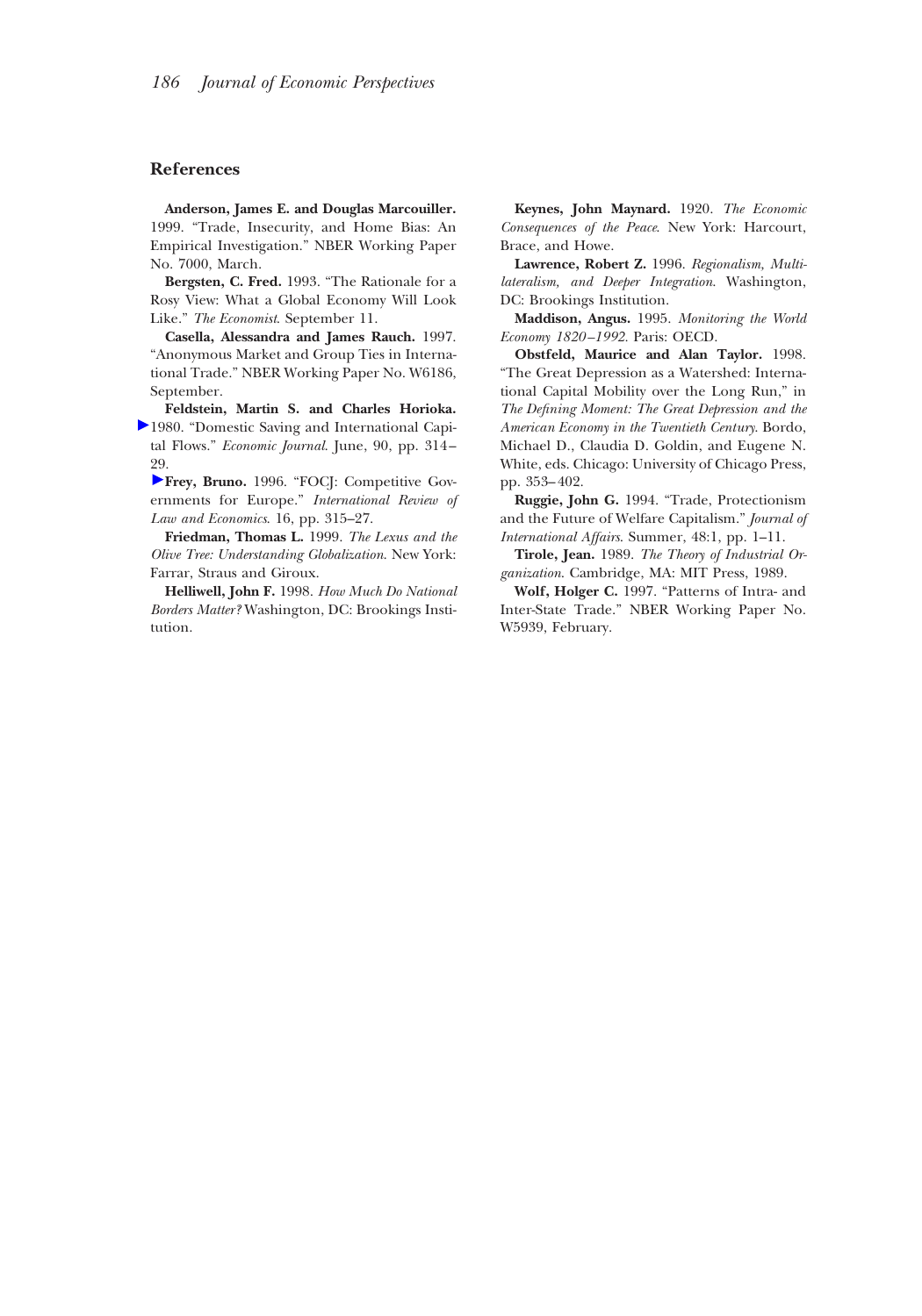## References

**Anderson, James E. and Douglas Marcouiller.** 1999. "Trade, Insecurity, and Home Bias: An Empirical Investigation." NBER Working Paper No. 7000, March.

**Bergsten, C. Fred.** 1993. "The Rationale for a Rosy View: What a Global Economy Will Look Like." *The Economist*. September 11.

**Casella, Alessandra and James Rauch.** 1997. "Anonymous Market and Group Ties in International Trade." NBER Working Paper No. W6186, September.

**Feldstein, Martin S. and Charles Horioka.** 1980. "Domestic Saving and International Capital Flows." *Economic Journal*. June, 90, pp. 314–29.

**Frey, Bruno.** 1996. "FOCJ: Competitive Governments for Europe." *International Review of Law and Economics*. 16, pp. 315–27.

**Friedman, Thomas L.** 1999. *The Lexus and the Olive Tree: Understanding Globalization*. New York: Farrar, Straus and Giroux.

**Helliwell, John F.** 1998. *How Much Do National Borders Matter?* Washington, DC: Brookings Institution.

**Keynes, John Maynard.** 1920. *The Economic Consequences of the Peace*. New York: Harcourt, Brace, and Howe.

**Lawrence, Robert Z.** 1996. *Regionalism, Multilateralism, and Deeper Integration*. Washington, DC: Brookings Institution.

**Maddison, Angus.** 1995. *Monitoring the World Economy 1820–1992*. Paris: OECD.

**Obstfeld, Maurice and Alan Taylor.** 1998. "The Great Depression as a Watershed: International Capital Mobility over the Long Run," in *The Defining Moment: The Great Depression and the American Economy in the Twentieth Century*. Bordo, Michael D., Claudia D. Goldin, and Eugene N. White, eds. Chicago: University of Chicago Press, pp. 353–402.

**Ruggie, John G.** 1994. "Trade, Protectionism and the Future of Welfare Capitalism." *Journal of International Affairs*. Summer, 48:1, pp. 1–11.

**Tirole, Jean.** 1989. *The Theory of Industrial Organization*. Cambridge, MA: MIT Press, 1989.

**Wolf, Holger C.** 1997. "Patterns of Intra- and Inter-State Trade." NBER Working Paper No. W5939, February.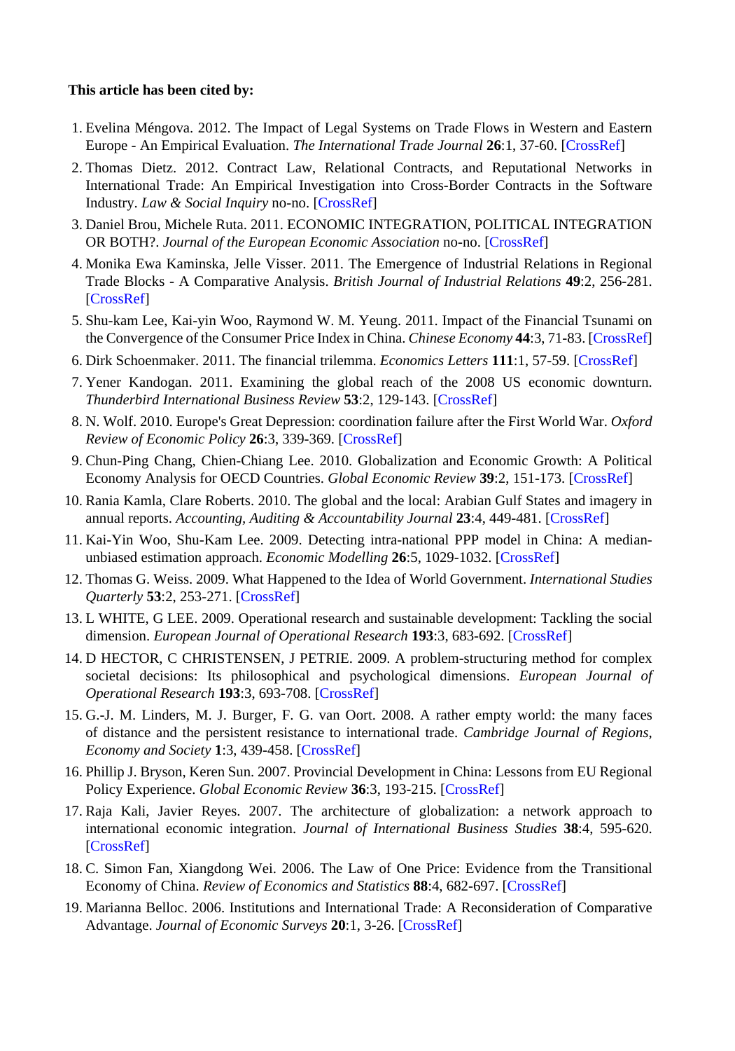**This article has been cited by:**

1. Evelina Méngova. 2012. The Impact of Legal Systems on Trade Flows in Western and Eastern Europe - An Empirical Evaluation. *The International Trade Journal* **26**:1, 37-60. [CrossRef]
2. Thomas Dietz. 2012. Contract Law, Relational Contracts, and Reputational Networks in International Trade: An Empirical Investigation into Cross-Border Contracts in the Software Industry. *Law & Social Inquiry* no-no. [CrossRef]
3. Daniel Brou, Michele Ruta. 2011. ECONOMIC INTEGRATION, POLITICAL INTEGRATION OR BOTH?. *Journal of the European Economic Association* no-no. [CrossRef]
4. Monika Ewa Kaminska, Jelle Visser. 2011. The Emergence of Industrial Relations in Regional Trade Blocks - A Comparative Analysis. *British Journal of Industrial Relations* **49**:2, 256-281. [CrossRef]
5. Shu-kam Lee, Kai-yin Woo, Raymond W. M. Yeung. 2011. Impact of the Financial Tsunami on the Convergence of the Consumer Price Index in China. *Chinese Economy* **44**:3, 71-83. [CrossRef]
6. Dirk Schoenmaker. 2011. The financial trilemma. *Economics Letters* **111**:1, 57-59. [CrossRef]
7. Yener Kandogan. 2011. Examining the global reach of the 2008 US economic downturn. *Thunderbird International Business Review* **53**:2, 129-143. [CrossRef]
8. N. Wolf. 2010. Europe's Great Depression: coordination failure after the First World War. *Oxford Review of Economic Policy* **26**:3, 339-369. [CrossRef]
9. Chun-Ping Chang, Chien-Chiang Lee. 2010. Globalization and Economic Growth: A Political Economy Analysis for OECD Countries. *Global Economic Review* **39**:2, 151-173. [CrossRef]
10. Rania Kamla, Clare Roberts. 2010. The global and the local: Arabian Gulf States and imagery in annual reports. *Accounting, Auditing & Accountability Journal* **23**:4, 449-481. [CrossRef]
11. Kai-Yin Woo, Shu-Kam Lee. 2009. Detecting intra-national PPP model in China: A median-unbiased estimation approach. *Economic Modelling* **26**:5, 1029-1032. [CrossRef]
12. Thomas G. Weiss. 2009. What Happened to the Idea of World Government. *International Studies Quarterly* **53**:2, 253-271. [CrossRef]
13. L WHITE, G LEE. 2009. Operational research and sustainable development: Tackling the social dimension. *European Journal of Operational Research* **193**:3, 683-692. [CrossRef]
14. D HECTOR, C CHRISTENSEN, J PETRIE. 2009. A problem-structuring method for complex societal decisions: Its philosophical and psychological dimensions. *European Journal of Operational Research* **193**:3, 693-708. [CrossRef]
15. G.-J. M. Linders, M. J. Burger, F. G. van Oort. 2008. A rather empty world: the many faces of distance and the persistent resistance to international trade. *Cambridge Journal of Regions, Economy and Society* **1**:3, 439-458. [CrossRef]
16. Phillip J. Bryson, Keren Sun. 2007. Provincial Development in China: Lessons from EU Regional Policy Experience. *Global Economic Review* **36**:3, 193-215. [CrossRef]
17. Raja Kali, Javier Reyes. 2007. The architecture of globalization: a network approach to international economic integration. *Journal of International Business Studies* **38**:4, 595-620. [CrossRef]
18. C. Simon Fan, Xiangdong Wei. 2006. The Law of One Price: Evidence from the Transitional Economy of China. *Review of Economics and Statistics* **88**:4, 682-697. [CrossRef]
19. Marianna Belloc. 2006. Institutions and International Trade: A Reconsideration of Comparative Advantage. *Journal of Economic Surveys* **20**:1, 3-26. [CrossRef]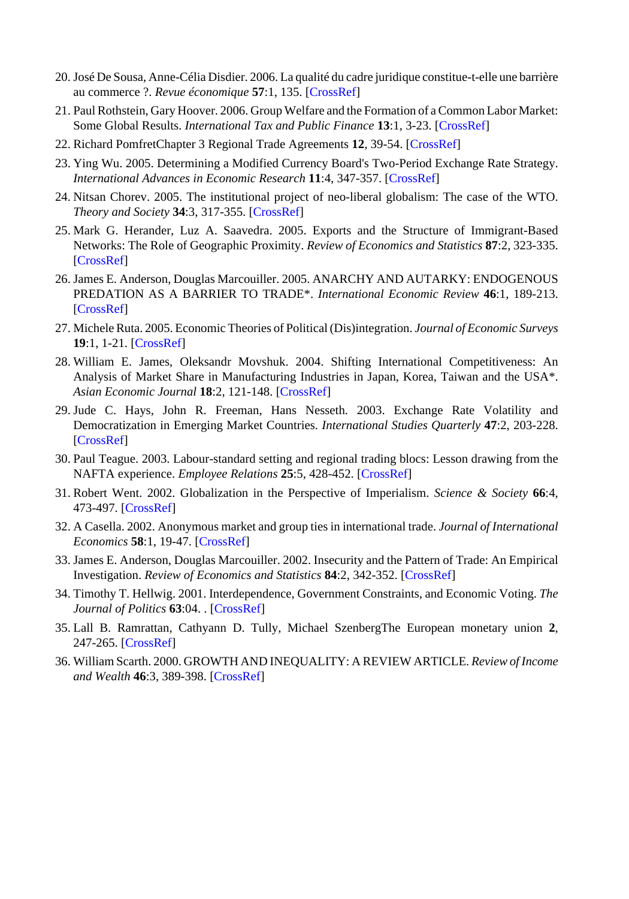20. José De Sousa, Anne-Célia Disdier. 2006. La qualité du cadre juridique constitue-t-elle une barrière au commerce ?. *Revue économique* **57**:1, 135. [CrossRef]
21. Paul Rothstein, Gary Hoover. 2006. Group Welfare and the Formation of a Common Labor Market: Some Global Results. *International Tax and Public Finance* **13**:1, 3-23. [CrossRef]
22. Richard PomfretChapter 3 Regional Trade Agreements **12**, 39-54. [CrossRef]
23. Ying Wu. 2005. Determining a Modified Currency Board's Two-Period Exchange Rate Strategy. *International Advances in Economic Research* **11**:4, 347-357. [CrossRef]
24. Nitsan Chorev. 2005. The institutional project of neo-liberal globalism: The case of the WTO. *Theory and Society* **34**:3, 317-355. [CrossRef]
25. Mark G. Herander, Luz A. Saavedra. 2005. Exports and the Structure of Immigrant-Based Networks: The Role of Geographic Proximity. *Review of Economics and Statistics* **87**:2, 323-335. [CrossRef]
26. James E. Anderson, Douglas Marcouiller. 2005. ANARCHY AND AUTARKY: ENDOGENOUS PREDATION AS A BARRIER TO TRADE*. *International Economic Review* **46**:1, 189-213. [CrossRef]
27. Michele Ruta. 2005. Economic Theories of Political (Dis)integration. *Journal of Economic Surveys* **19**:1, 1-21. [CrossRef]
28. William E. James, Oleksandr Movshuk. 2004. Shifting International Competitiveness: An Analysis of Market Share in Manufacturing Industries in Japan, Korea, Taiwan and the USA*. *Asian Economic Journal* **18**:2, 121-148. [CrossRef]
29. Jude C. Hays, John R. Freeman, Hans Nesseth. 2003. Exchange Rate Volatility and Democratization in Emerging Market Countries. *International Studies Quarterly* **47**:2, 203-228. [CrossRef]
30. Paul Teague. 2003. Labour-standard setting and regional trading blocs: Lesson drawing from the NAFTA experience. *Employee Relations* **25**:5, 428-452. [CrossRef]
31. Robert Went. 2002. Globalization in the Perspective of Imperialism. *Science & Society* **66**:4, 473-497. [CrossRef]
32. A Casella. 2002. Anonymous market and group ties in international trade. *Journal of International Economics* **58**:1, 19-47. [CrossRef]
33. James E. Anderson, Douglas Marcouiller. 2002. Insecurity and the Pattern of Trade: An Empirical Investigation. *Review of Economics and Statistics* **84**:2, 342-352. [CrossRef]
34. Timothy T. Hellwig. 2001. Interdependence, Government Constraints, and Economic Voting. *The Journal of Politics* **63**:04. . [CrossRef]
35. Lall B. Ramrattan, Cathyann D. Tully, Michael SzenbergThe European monetary union **2**, 247-265. [CrossRef]
36. William Scarth. 2000. GROWTH AND INEQUALITY: A REVIEW ARTICLE. *Review of Income and Wealth* **46**:3, 389-398. [CrossRef]